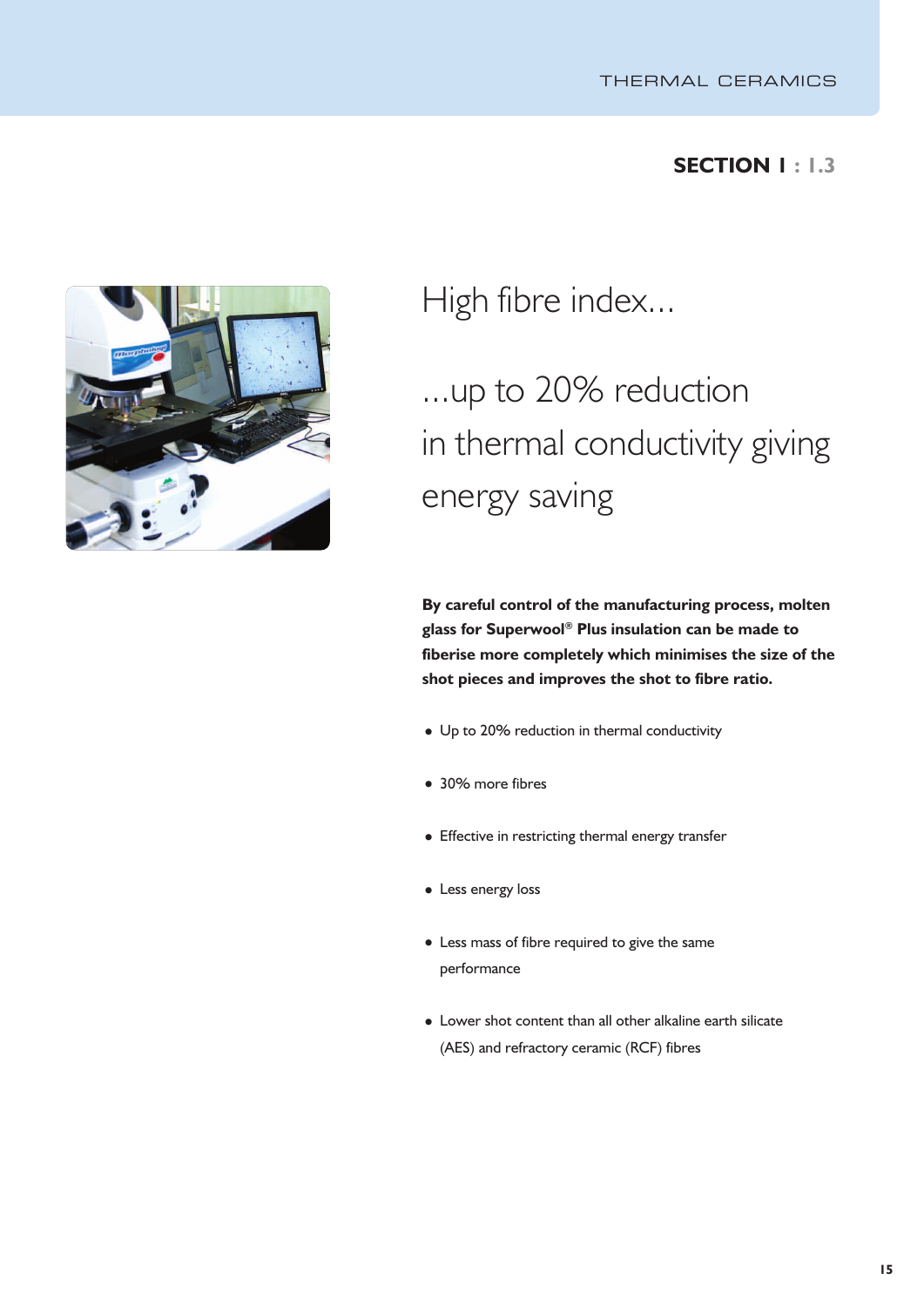**SECTION 1 : 1.3**

# High fibre index...

## ...up to 20% reduction in thermal conductivity giving energy saving

**By careful control of the manufacturing process, molten glass for Superwool® Plus insulation can be made to fiberise more completely which minimises the size of the shot pieces and improves the shot to fibre ratio.**

- Up to 20% reduction in thermal conductivity
- 30% more fibres
- Effective in restricting thermal energy transfer
- Less energy loss
- Less mass of fibre required to give the same performance
- Lower shot content than all other alkaline earth silicate (AES) and refractory ceramic (RCF) fibres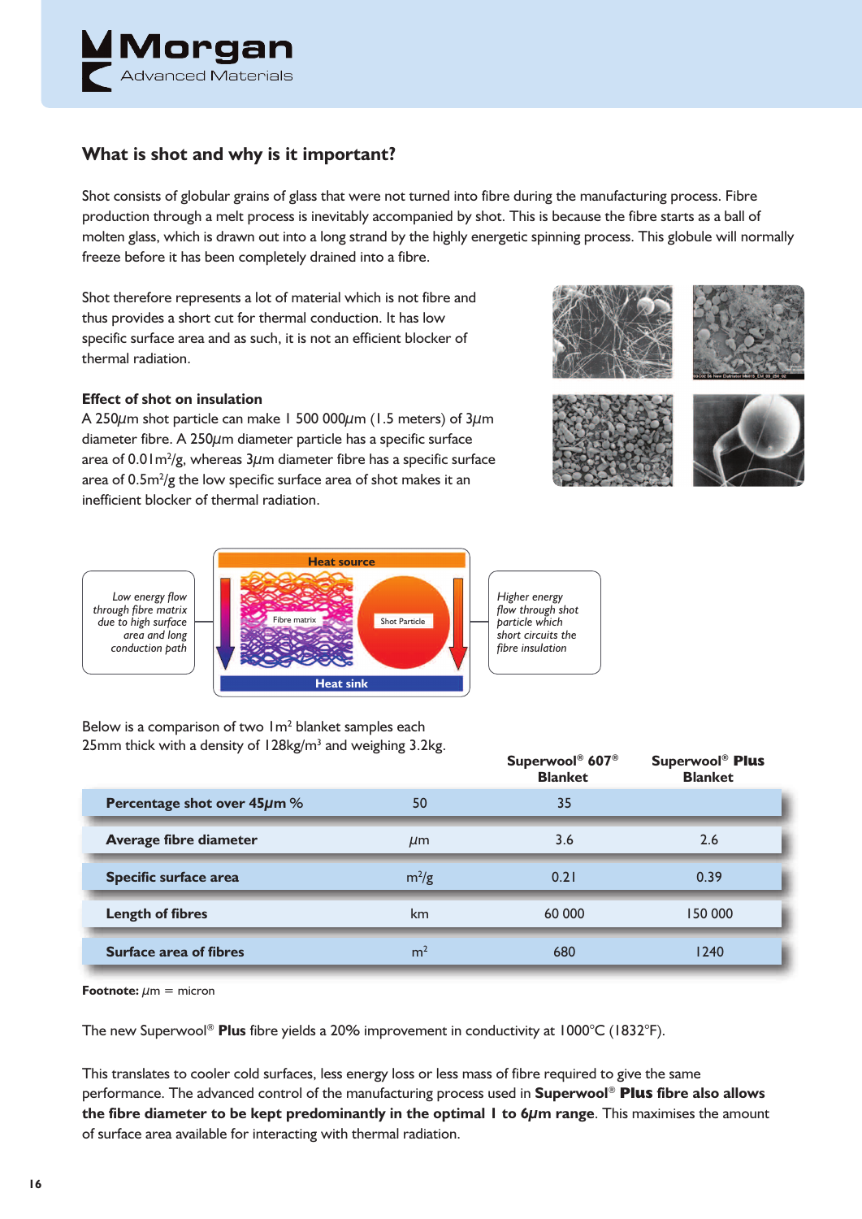## What is shot and why is it important?

Shot consists of globular grains of glass that were not turned into fibre during the manufacturing process. Fibre production through a melt process is inevitably accompanied by shot. This is because the fibre starts as a ball of molten glass, which is drawn out into a long strand by the highly energetic spinning process. This globule will normally freeze before it has been completely drained into a fibre.

Shot therefore represents a lot of material which is not fibre and thus provides a short cut for thermal conduction. It has low specific surface area and as such, it is not an efficient blocker of thermal radiation.

### Effect of shot on insulation

A 250$\mu$m shot particle can make 1 500 000$\mu$m (1.5 meters) of 3$\mu$m diameter fibre. A 250$\mu$m diameter particle has a specific surface area of 0.01$m^2$/g, whereas 3$\mu$m diameter fibre has a specific surface area of 0.5$m^2$/g the low specific surface area of shot makes it an inefficient blocker of thermal radiation.

*Low energy flow through fibre matrix due to high surface area and long conduction path*

Heat source

Fibre matrix

Shot Particle

Heat sink

*Higher energy flow through shot particle which short circuits the fibre insulation*

Below is a comparison of two 1$m^2$ blanket samples each 25mm thick with a density of 128kg/$m^3$ and weighing 3.2kg.

| | | Superwool® 607® Blanket | Superwool® **Plus** Blanket |
|---|---|---|---|
| **Percentage shot over 45$\mu$m** % | 50 | 35 | |
| **Average fibre diameter** | $\mu$m | 3.6 | 2.6 |
| **Specific surface area** | $m^2$/g | 0.21 | 0.39 |
| **Length of fibres** | km | 60 000 | 150 000 |
| **Surface area of fibres** | $m^2$ | 680 | 1240 |

**Footnote:** $\mu$m = micron

The new Superwool® **Plus** fibre yields a 20% improvement in conductivity at 1000°C (1832°F).

This translates to cooler cold surfaces, less energy loss or less mass of fibre required to give the same performance. The advanced control of the manufacturing process used in **Superwool® Plus fibre also allows the fibre diameter to be kept predominantly in the optimal 1 to 6$\mu$m range**. This maximises the amount of surface area available for interacting with thermal radiation.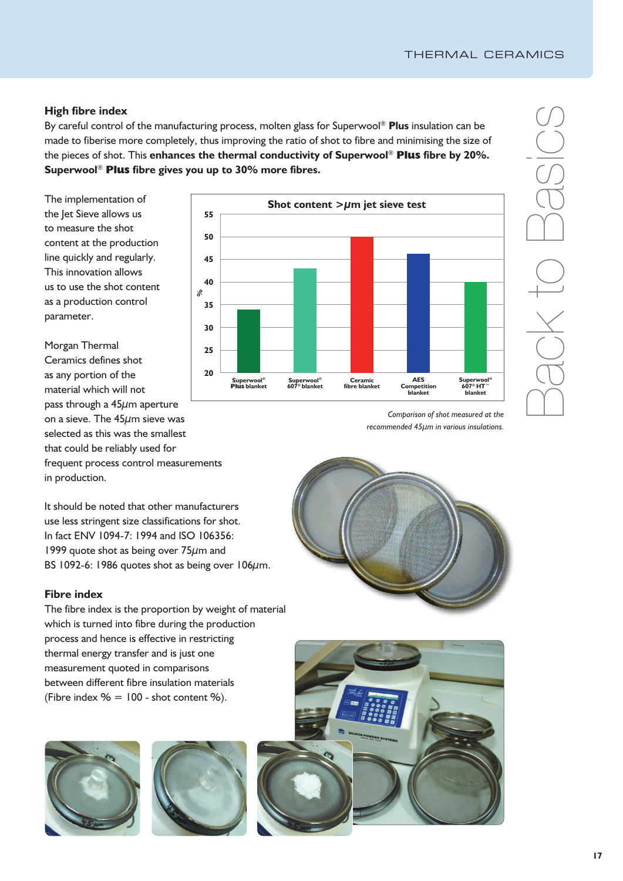## High fibre index

By careful control of the manufacturing process, molten glass for Superwool® **Plus** insulation can be made to fiberise more completely, thus improving the ratio of shot to fibre and minimising the size of the pieces of shot. This **enhances the thermal conductivity of Superwool® Plus fibre by 20%. Superwool® Plus fibre gives you up to 30% more fibres.**

The implementation of the Jet Sieve allows us to measure the shot content at the production line quickly and regularly. This innovation allows us to use the shot content as a production control parameter.

Morgan Thermal Ceramics defines shot as any portion of the material which will not pass through a 45μm aperture on a sieve. The 45μm sieve was selected as this was the smallest that could be reliably used for frequent process control measurements in production.

**Shot content >μm jet sieve test**

| Product | % (approx.) |
|---|---|
| Superwool® Plus blanket | 34 |
| Superwool® 607® blanket | 43 |
| Ceramic fibre blanket | 50 |
| AES Competition blanket | 46 |
| Superwool® 607® HT™ blanket | 40 |

*Comparison of shot measured at the recommended 45μm in various insulations.*

It should be noted that other manufacturers use less stringent size classifications for shot. In fact ENV 1094-7: 1994 and ISO 106356: 1999 quote shot as being over 75μm and BS 1092-6: 1986 quotes shot as being over 106μm.

## Fibre index

The fibre index is the proportion by weight of material which is turned into fibre during the production process and hence is effective in restricting thermal energy transfer and is just one measurement quoted in comparisons between different fibre insulation materials (Fibre index % = 100 - shot content %).

Back to Basics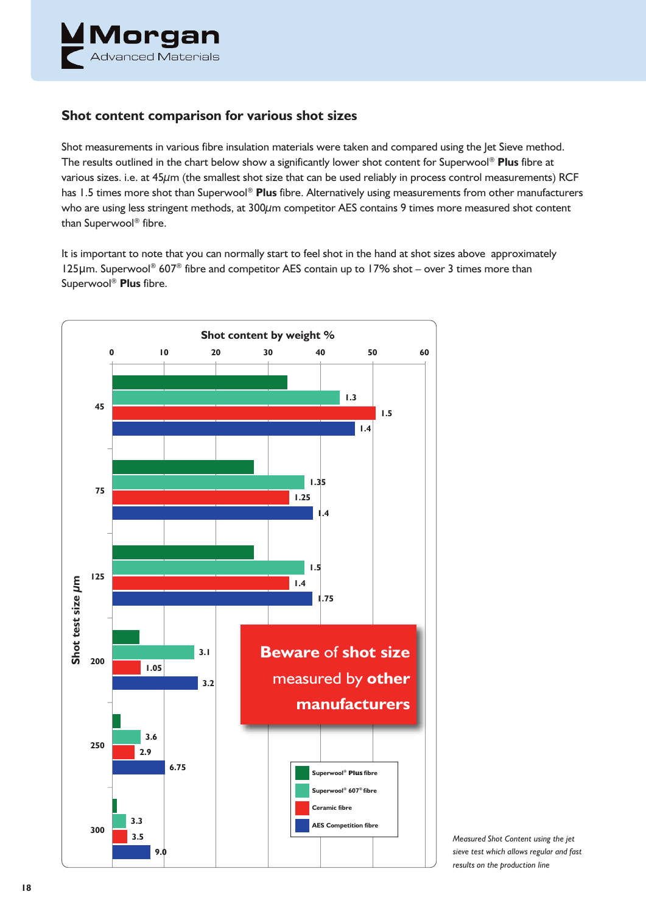## Shot content comparison for various shot sizes

Shot measurements in various fibre insulation materials were taken and compared using the Jet Sieve method. The results outlined in the chart below show a significantly lower shot content for Superwool® **Plus** fibre at various sizes. i.e. at 45$\mu$m (the smallest shot size that can be used reliably in process control measurements) RCF has 1.5 times more shot than Superwool® **Plus** fibre. Alternatively using measurements from other manufacturers who are using less stringent methods, at 300$\mu$m competitor AES contains 9 times more measured shot content than Superwool® fibre.

It is important to note that you can normally start to feel shot in the hand at shot sizes above approximately 125µm. Superwool® 607® fibre and competitor AES contain up to 17% shot – over 3 times more than Superwool® **Plus** fibre.

Shot content by weight %

0 10 20 30 40 50 60

Shot test size $\mu$m

45: 1.3, 1.5, 1.4

75: 1.35, 1.25, 1.4

125: 1.5, 1.4, 1.75

200: 3.1, 1.05, 3.2

250: 3.6, 2.9, 6.75

300: 3.3, 3.5, 9.0

**Beware of shot size measured by other manufacturers**

Superwool® **Plus** fibre

Superwool® 607® fibre

Ceramic fibre

AES Competition fibre

*Measured Shot Content using the jet sieve test which allows regular and fast results on the production line*